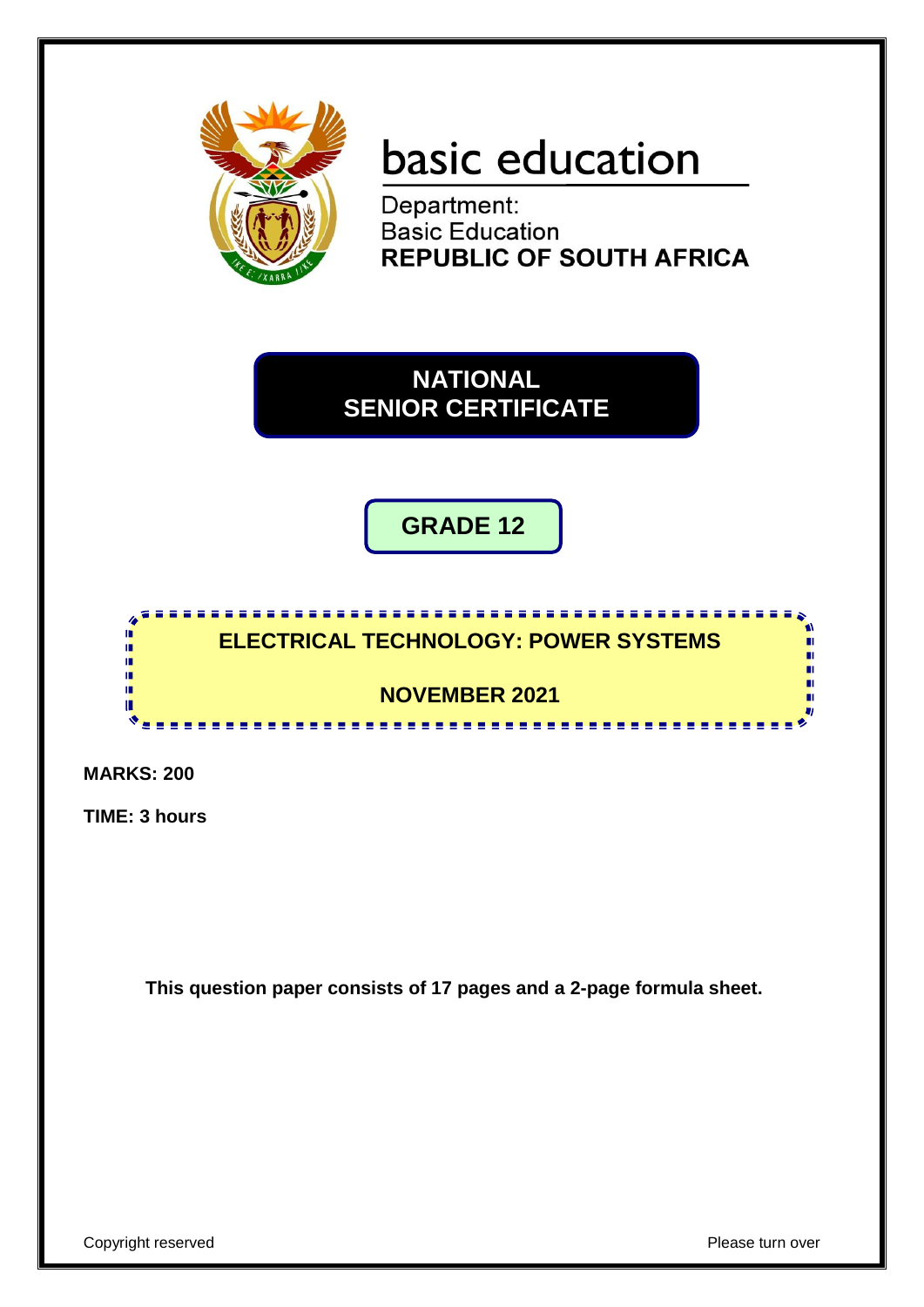basic education

Department:
Basic Education
**REPUBLIC OF SOUTH AFRICA**

# NATIONAL SENIOR CERTIFICATE

## GRADE 12

## ELECTRICAL TECHNOLOGY: POWER SYSTEMS

## NOVEMBER 2021

**MARKS: 200**

**TIME: 3 hours**

**This question paper consists of 17 pages and a 2-page formula sheet.**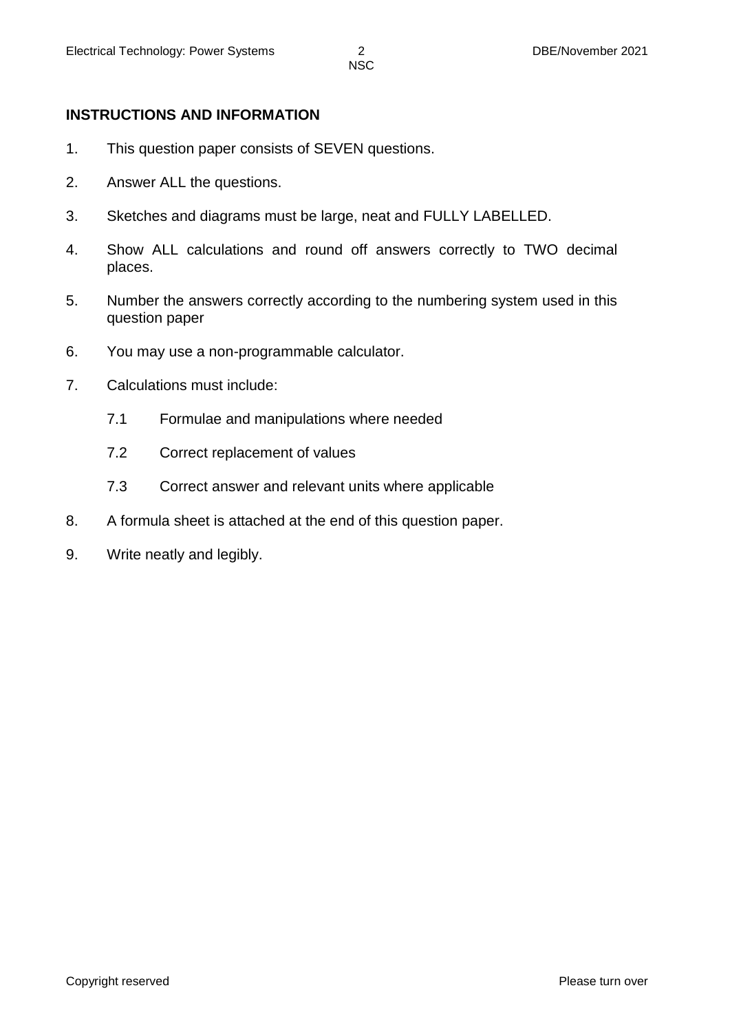## INSTRUCTIONS AND INFORMATION

1. This question paper consists of SEVEN questions.
2. Answer ALL the questions.
3. Sketches and diagrams must be large, neat and FULLY LABELLED.
4. Show ALL calculations and round off answers correctly to TWO decimal places.
5. Number the answers correctly according to the numbering system used in this question paper
6. You may use a non-programmable calculator.
7. Calculations must include:
   - 7.1 Formulae and manipulations where needed
   - 7.2 Correct replacement of values
   - 7.3 Correct answer and relevant units where applicable
8. A formula sheet is attached at the end of this question paper.
9. Write neatly and legibly.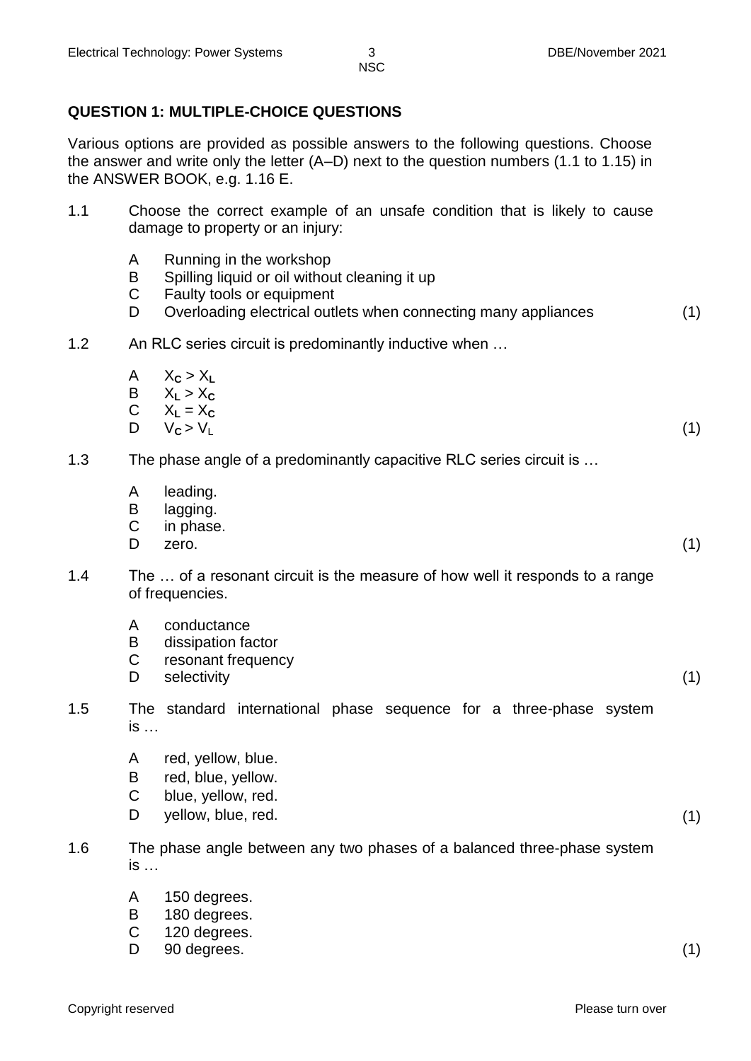## QUESTION 1: MULTIPLE-CHOICE QUESTIONS

Various options are provided as possible answers to the following questions. Choose the answer and write only the letter (A–D) next to the question numbers (1.1 to 1.15) in the ANSWER BOOK, e.g. 1.16 E.

1.1 Choose the correct example of an unsafe condition that is likely to cause damage to property or an injury:

- A Running in the workshop
- B Spilling liquid or oil without cleaning it up
- C Faulty tools or equipment
- D Overloading electrical outlets when connecting many appliances

(1)

1.2 An RLC series circuit is predominantly inductive when …

- A $X_C > X_L$
- B $X_L > X_C$
- C $X_L = X_C$
- D $V_C > V_L$

(1)

1.3 The phase angle of a predominantly capacitive RLC series circuit is …

- A leading.
- B lagging.
- C in phase.
- D zero.

(1)

1.4 The … of a resonant circuit is the measure of how well it responds to a range of frequencies.

- A conductance
- B dissipation factor
- C resonant frequency
- D selectivity

(1)

1.5 The standard international phase sequence for a three-phase system is …

- A red, yellow, blue.
- B red, blue, yellow.
- C blue, yellow, red.
- D yellow, blue, red.

(1)

1.6 The phase angle between any two phases of a balanced three-phase system is …

- A 150 degrees.
- B 180 degrees.
- C 120 degrees.
- D 90 degrees.

(1)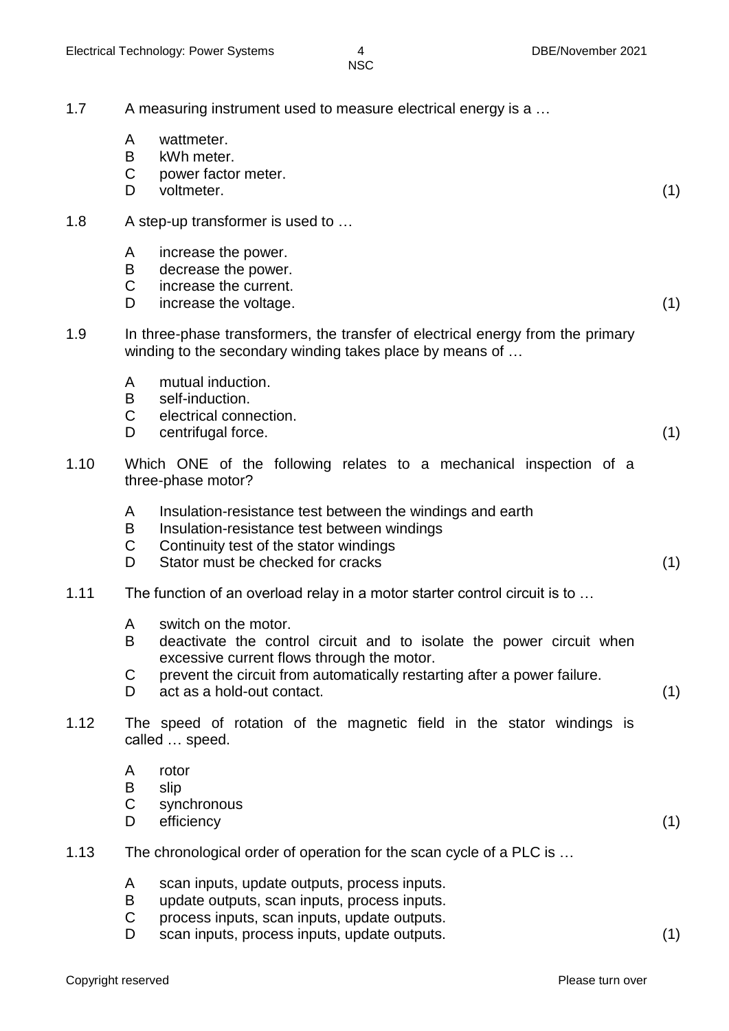1.7 A measuring instrument used to measure electrical energy is a …

- A wattmeter.
- B kWh meter.
- C power factor meter.
- D voltmeter. (1)

1.8 A step-up transformer is used to …

- A increase the power.
- B decrease the power.
- C increase the current.
- D increase the voltage. (1)

1.9 In three-phase transformers, the transfer of electrical energy from the primary winding to the secondary winding takes place by means of …

- A mutual induction.
- B self-induction.
- C electrical connection.
- D centrifugal force. (1)

1.10 Which ONE of the following relates to a mechanical inspection of a three-phase motor?

- A Insulation-resistance test between the windings and earth
- B Insulation-resistance test between windings
- C Continuity test of the stator windings
- D Stator must be checked for cracks (1)

1.11 The function of an overload relay in a motor starter control circuit is to …

- A switch on the motor.
- B deactivate the control circuit and to isolate the power circuit when excessive current flows through the motor.
- C prevent the circuit from automatically restarting after a power failure.
- D act as a hold-out contact. (1)

1.12 The speed of rotation of the magnetic field in the stator windings is called … speed.

- A rotor
- B slip
- C synchronous
- D efficiency (1)

1.13 The chronological order of operation for the scan cycle of a PLC is …

- A scan inputs, update outputs, process inputs.
- B update outputs, scan inputs, process inputs.
- C process inputs, scan inputs, update outputs.
- D scan inputs, process inputs, update outputs. (1)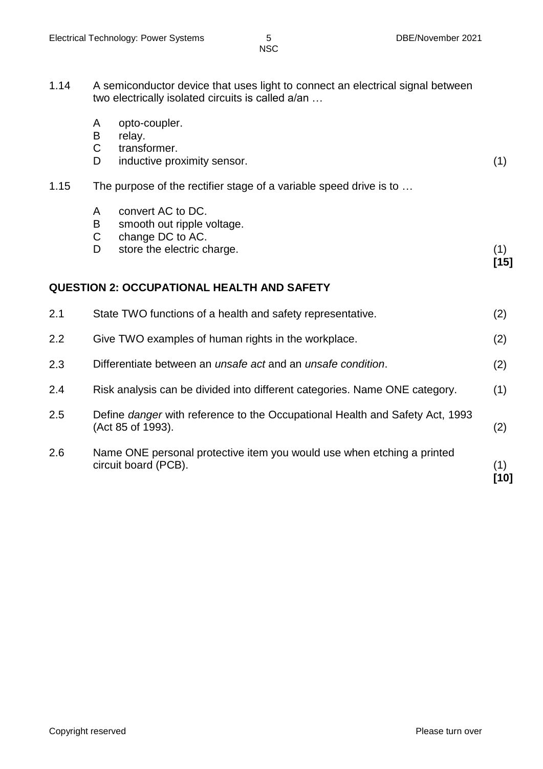1.14 A semiconductor device that uses light to connect an electrical signal between two electrically isolated circuits is called a/an …

- A opto-coupler.
- B relay.
- C transformer.
- D inductive proximity sensor. (1)

1.15 The purpose of the rectifier stage of a variable speed drive is to …

- A convert AC to DC.
- B smooth out ripple voltage.
- C change DC to AC.
- D store the electric charge. (1)

**[15]**

## QUESTION 2: OCCUPATIONAL HEALTH AND SAFETY

2.1 State TWO functions of a health and safety representative. (2)

2.2 Give TWO examples of human rights in the workplace. (2)

2.3 Differentiate between an *unsafe act* and an *unsafe condition*. (2)

2.4 Risk analysis can be divided into different categories. Name ONE category. (1)

2.5 Define *danger* with reference to the Occupational Health and Safety Act, 1993 (Act 85 of 1993). (2)

2.6 Name ONE personal protective item you would use when etching a printed circuit board (PCB). (1)

**[10]**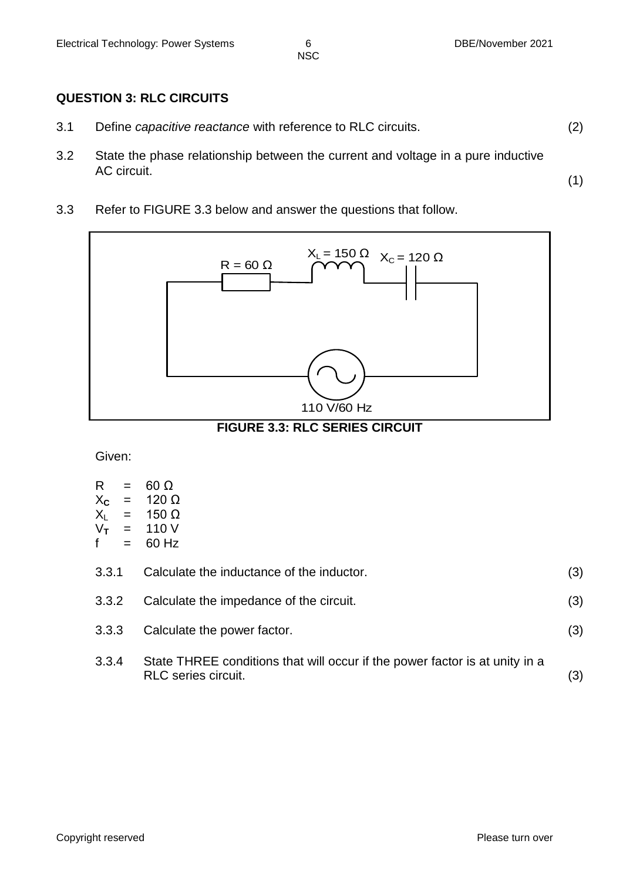## QUESTION 3: RLC CIRCUITS

3.1 Define *capacitive reactance* with reference to RLC circuits. (2)

3.2 State the phase relationship between the current and voltage in a pure inductive AC circuit. (1)

3.3 Refer to FIGURE 3.3 below and answer the questions that follow.

**FIGURE 3.3: RLC SERIES CIRCUIT**

Given:

$R = 60\ \Omega$
$X_C = 120\ \Omega$
$X_L = 150\ \Omega$
$V_T = 110\ V$
$f = 60\ Hz$

3.3.1 Calculate the inductance of the inductor. (3)

3.3.2 Calculate the impedance of the circuit. (3)

3.3.3 Calculate the power factor. (3)

3.3.4 State THREE conditions that will occur if the power factor is at unity in a RLC series circuit. (3)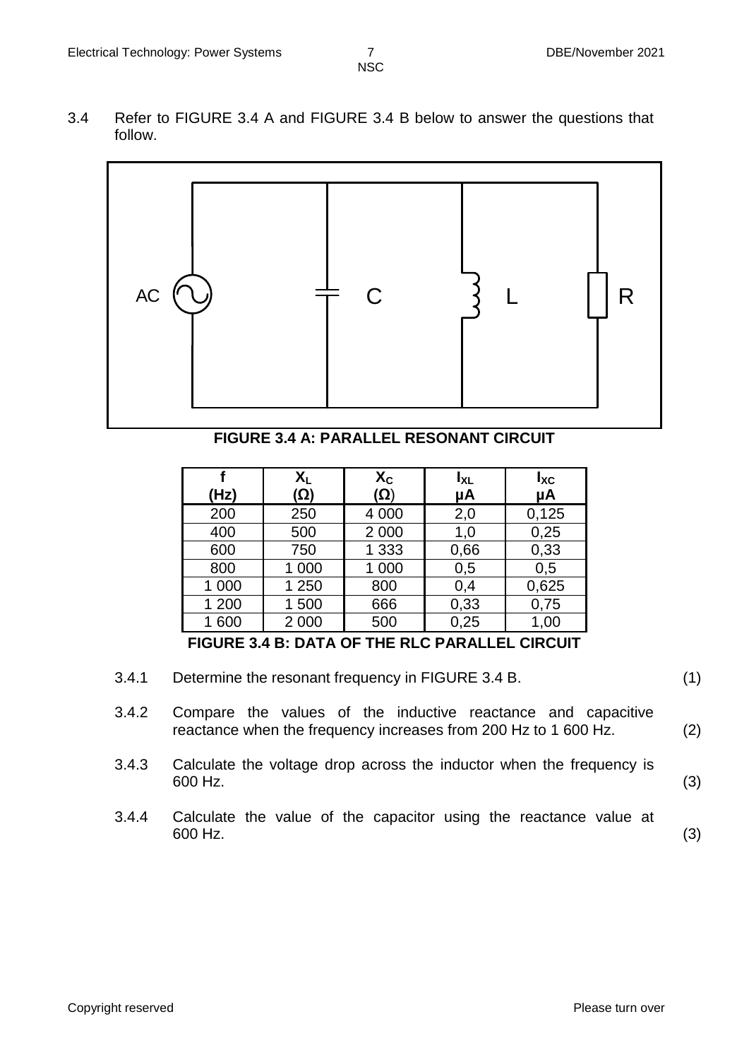3.4 Refer to FIGURE 3.4 A and FIGURE 3.4 B below to answer the questions that follow.

AC C L R

**FIGURE 3.4 A: PARALLEL RESONANT CIRCUIT**

| f (Hz) | $X_L$ (Ω) | $X_C$ (Ω) | $I_{XL}$ μA | $I_{XC}$ μA |
|---|---|---|---|---|
| 200 | 250 | 4 000 | 2,0 | 0,125 |
| 400 | 500 | 2 000 | 1,0 | 0,25 |
| 600 | 750 | 1 333 | 0,66 | 0,33 |
| 800 | 1 000 | 1 000 | 0,5 | 0,5 |
| 1 000 | 1 250 | 800 | 0,4 | 0,625 |
| 1 200 | 1 500 | 666 | 0,33 | 0,75 |
| 1 600 | 2 000 | 500 | 0,25 | 1,00 |

**FIGURE 3.4 B: DATA OF THE RLC PARALLEL CIRCUIT**

3.4.1 Determine the resonant frequency in FIGURE 3.4 B. (1)

3.4.2 Compare the values of the inductive reactance and capacitive reactance when the frequency increases from 200 Hz to 1 600 Hz. (2)

3.4.3 Calculate the voltage drop across the inductor when the frequency is 600 Hz. (3)

3.4.4 Calculate the value of the capacitor using the reactance value at 600 Hz. (3)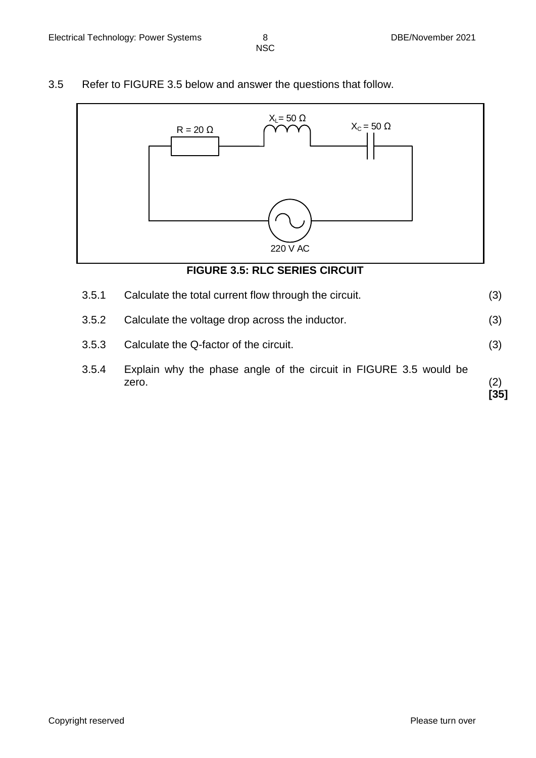3.5 Refer to FIGURE 3.5 below and answer the questions that follow.

$R = 20\ \Omega$ $X_L = 50\ \Omega$ $X_C = 50\ \Omega$

220 V AC

**FIGURE 3.5: RLC SERIES CIRCUIT**

| | | |
|---|---|---|
| 3.5.1 | Calculate the total current flow through the circuit. | (3) |
| 3.5.2 | Calculate the voltage drop across the inductor. | (3) |
| 3.5.3 | Calculate the Q-factor of the circuit. | (3) |
| 3.5.4 | Explain why the phase angle of the circuit in FIGURE 3.5 would be zero. | (2) |
| | | **[35]** |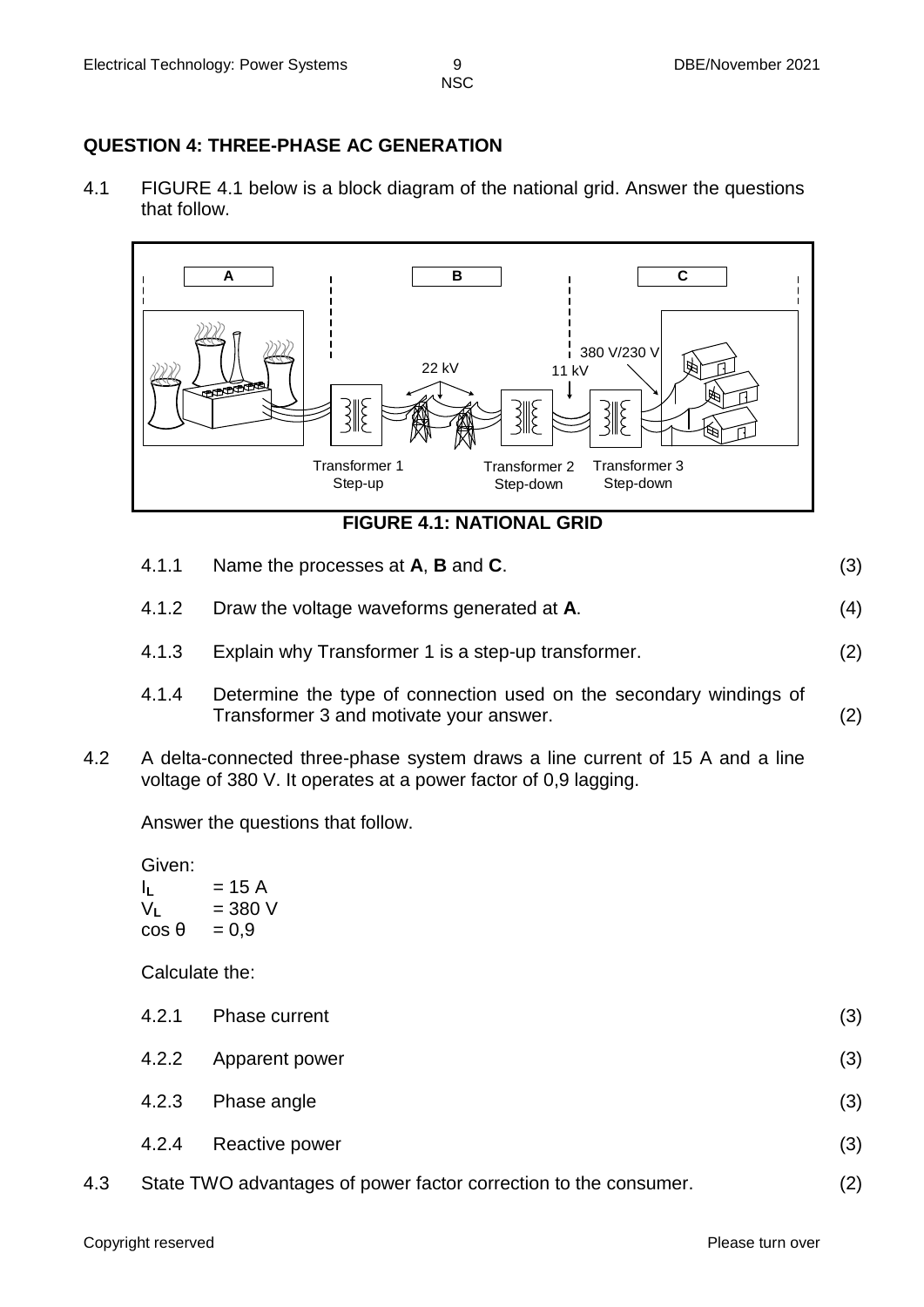## QUESTION 4: THREE-PHASE AC GENERATION

4.1 FIGURE 4.1 below is a block diagram of the national grid. Answer the questions that follow.

A | B | C

22 kV | 11 kV | 380 V/230 V

Transformer 1 Step-up | Transformer 2 Step-down | Transformer 3 Step-down

**FIGURE 4.1: NATIONAL GRID**

4.1.1 Name the processes at **A**, **B** and **C**. (3)

4.1.2 Draw the voltage waveforms generated at **A**. (4)

4.1.3 Explain why Transformer 1 is a step-up transformer. (2)

4.1.4 Determine the type of connection used on the secondary windings of Transformer 3 and motivate your answer. (2)

4.2 A delta-connected three-phase system draws a line current of 15 A and a line voltage of 380 V. It operates at a power factor of 0,9 lagging.

Answer the questions that follow.

Given:

$I_L$ = 15 A
$V_L$ = 380 V
$\cos \theta$ = 0,9

Calculate the:

4.2.1 Phase current (3)

4.2.2 Apparent power (3)

4.2.3 Phase angle (3)

4.2.4 Reactive power (3)

4.3 State TWO advantages of power factor correction to the consumer. (2)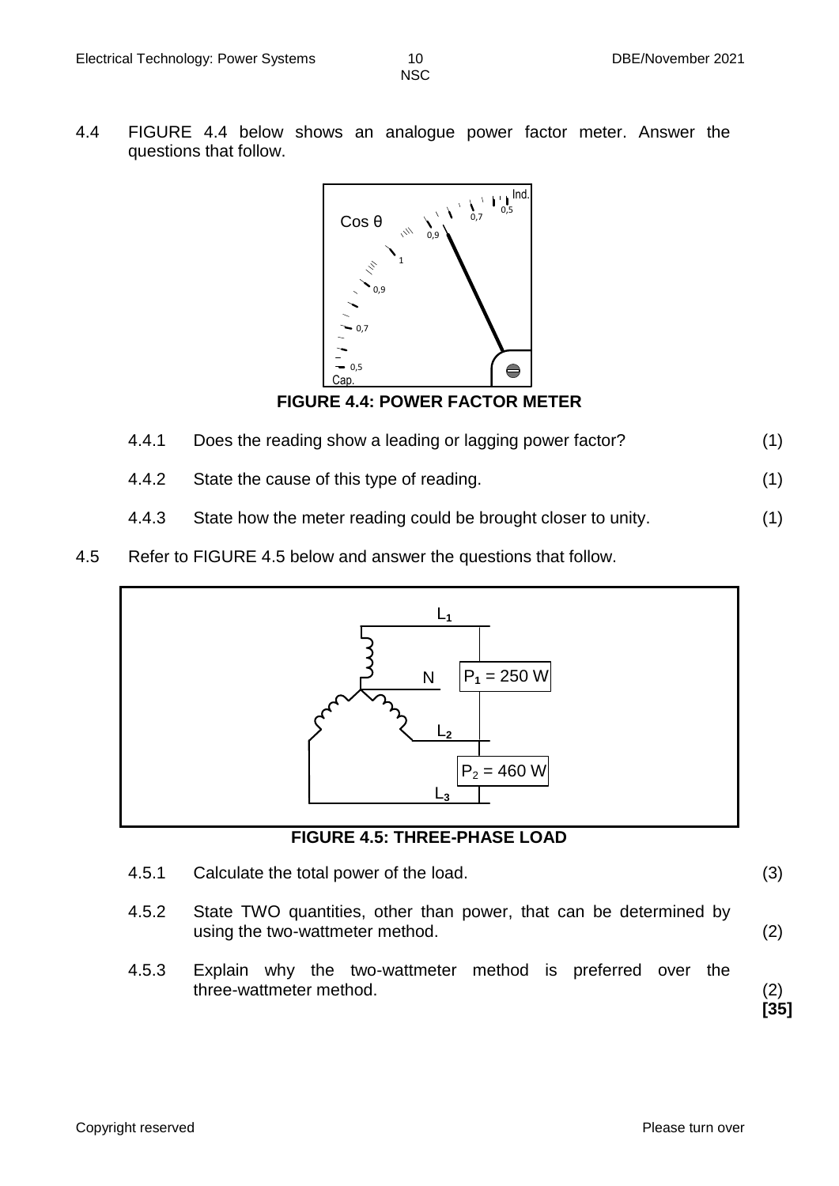4.4 FIGURE 4.4 below shows an analogue power factor meter. Answer the questions that follow.

**FIGURE 4.4: POWER FACTOR METER**

4.4.1 Does the reading show a leading or lagging power factor? (1)

4.4.2 State the cause of this type of reading. (1)

4.4.3 State how the meter reading could be brought closer to unity. (1)

4.5 Refer to FIGURE 4.5 below and answer the questions that follow.

**FIGURE 4.5: THREE-PHASE LOAD**

4.5.1 Calculate the total power of the load. (3)

4.5.2 State TWO quantities, other than power, that can be determined by using the two-wattmeter method. (2)

4.5.3 Explain why the two-wattmeter method is preferred over the three-wattmeter method. (2)

**[35]**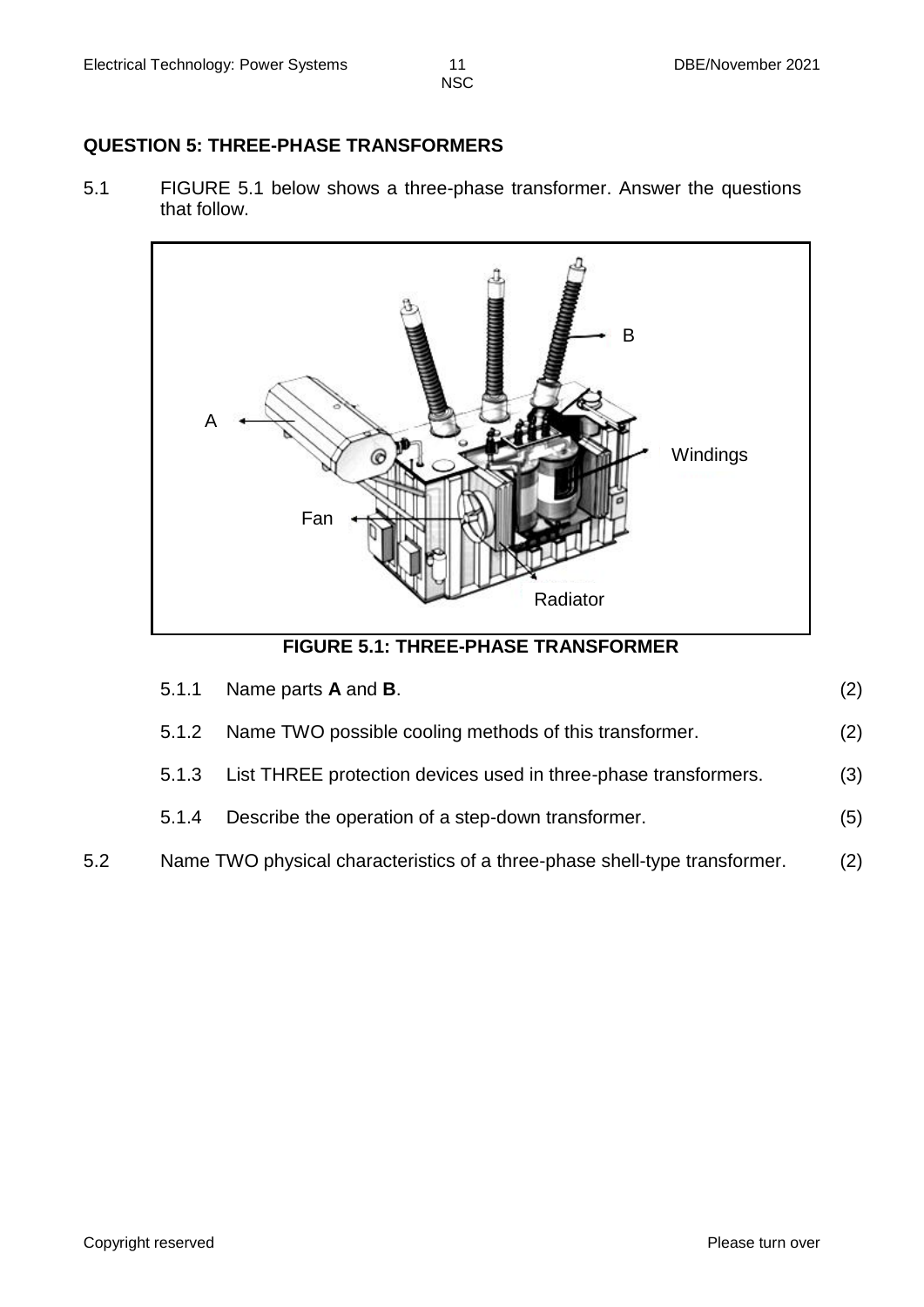**QUESTION 5: THREE-PHASE TRANSFORMERS**

5.1 FIGURE 5.1 below shows a three-phase transformer. Answer the questions that follow.

**FIGURE 5.1: THREE-PHASE TRANSFORMER**

5.1.1 Name parts **A** and **B**. (2)

5.1.2 Name TWO possible cooling methods of this transformer. (2)

5.1.3 List THREE protection devices used in three-phase transformers. (3)

5.1.4 Describe the operation of a step-down transformer. (5)

5.2 Name TWO physical characteristics of a three-phase shell-type transformer. (2)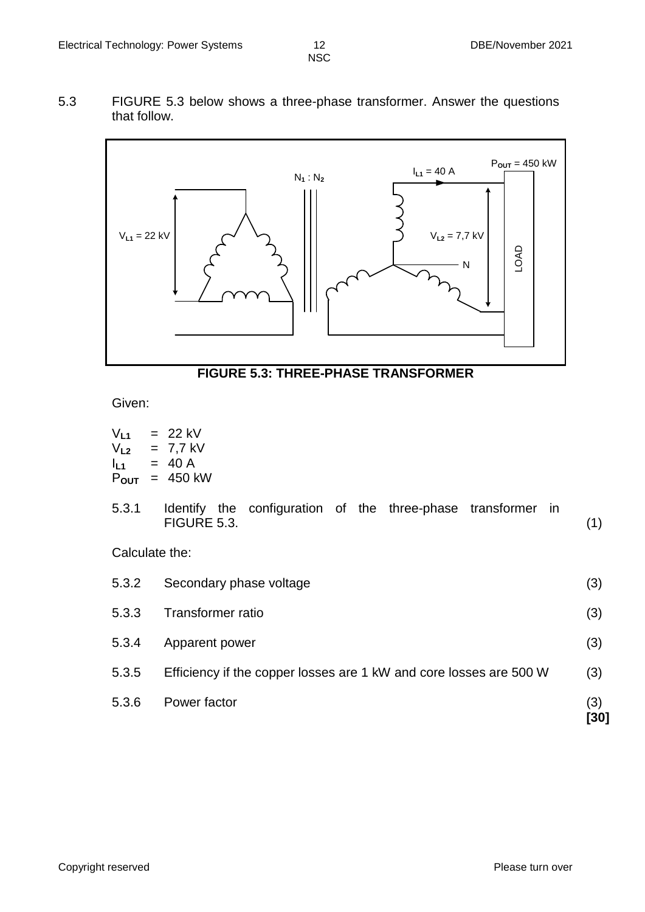5.3 FIGURE 5.3 below shows a three-phase transformer. Answer the questions that follow.

**FIGURE 5.3: THREE-PHASE TRANSFORMER**

Given:

$V_{L1}$ = 22 kV
$V_{L2}$ = 7,7 kV
$I_{L1}$ = 40 A
$P_{OUT}$ = 450 kW

5.3.1 Identify the configuration of the three-phase transformer in FIGURE 5.3. (1)

Calculate the:

5.3.2 Secondary phase voltage (3)

5.3.3 Transformer ratio (3)

5.3.4 Apparent power (3)

5.3.5 Efficiency if the copper losses are 1 kW and core losses are 500 W (3)

5.3.6 Power factor (3)
**[30]**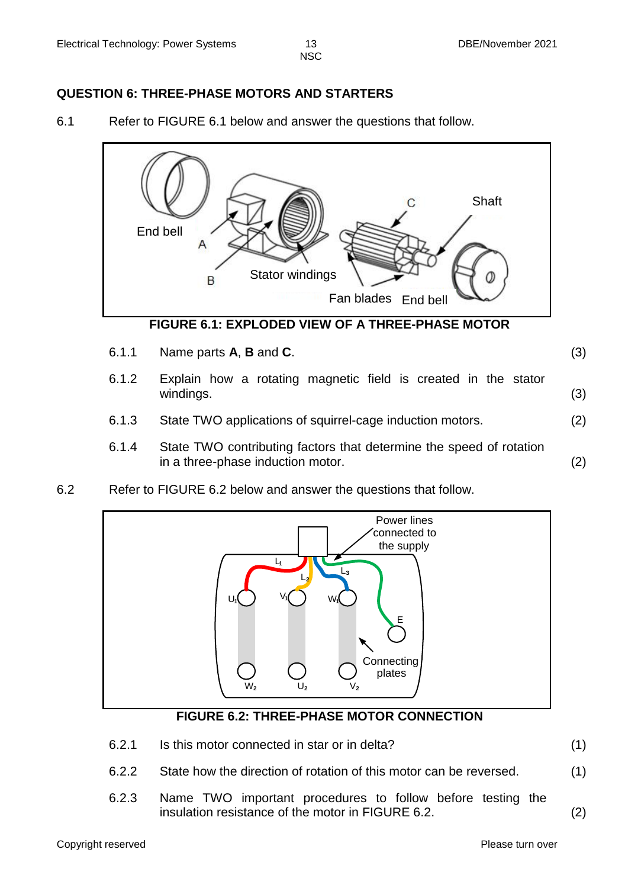## QUESTION 6: THREE-PHASE MOTORS AND STARTERS

6.1 Refer to FIGURE 6.1 below and answer the questions that follow.

**FIGURE 6.1: EXPLODED VIEW OF A THREE-PHASE MOTOR**

6.1.1 Name parts **A**, **B** and **C**. (3)

6.1.2 Explain how a rotating magnetic field is created in the stator windings. (3)

6.1.3 State TWO applications of squirrel-cage induction motors. (2)

6.1.4 State TWO contributing factors that determine the speed of rotation in a three-phase induction motor. (2)

6.2 Refer to FIGURE 6.2 below and answer the questions that follow.

**FIGURE 6.2: THREE-PHASE MOTOR CONNECTION**

6.2.1 Is this motor connected in star or in delta? (1)

6.2.2 State how the direction of rotation of this motor can be reversed. (1)

6.2.3 Name TWO important procedures to follow before testing the insulation resistance of the motor in FIGURE 6.2. (2)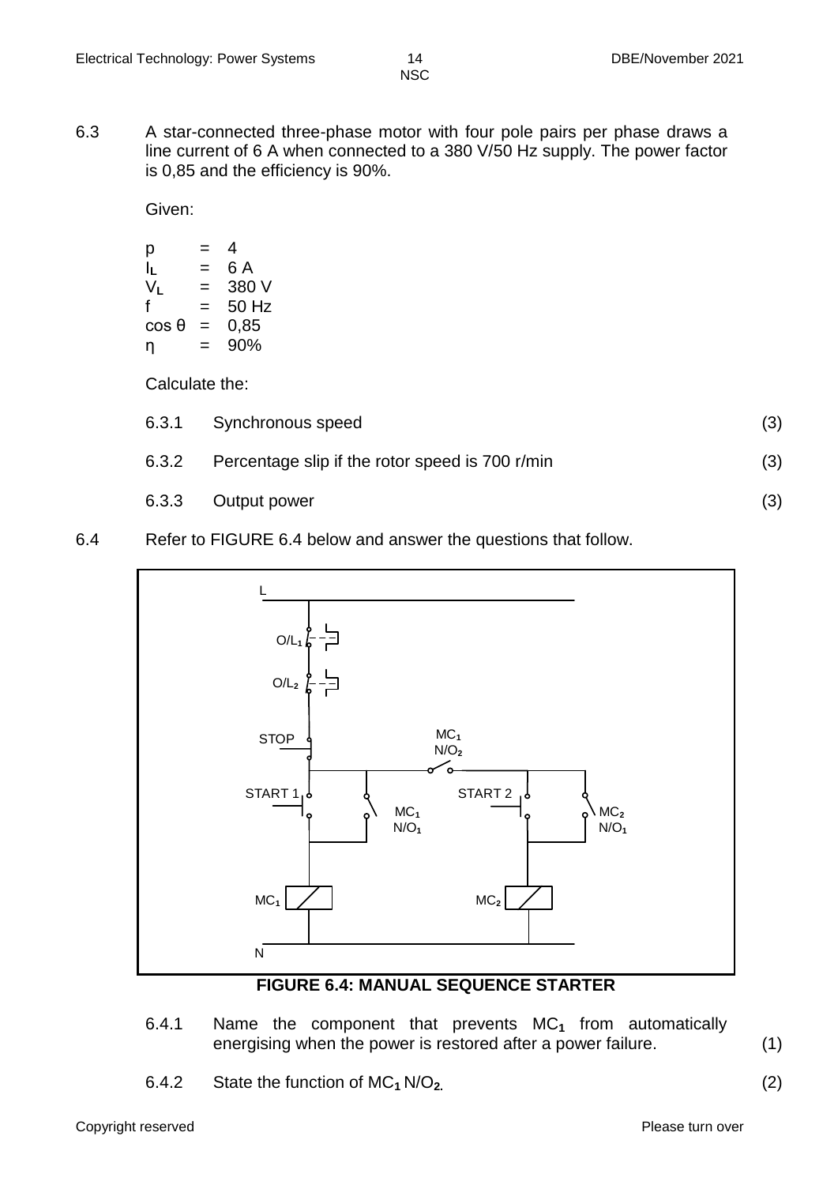6.3 A star-connected three-phase motor with four pole pairs per phase draws a line current of 6 A when connected to a 380 V/50 Hz supply. The power factor is 0,85 and the efficiency is 90%.

Given:

$p = 4$
$I_L = 6$ A
$V_L = 380$ V
$f = 50$ Hz
$\cos\theta = 0{,}85$
$\eta = 90\%$

Calculate the:

6.3.1 Synchronous speed (3)

6.3.2 Percentage slip if the rotor speed is 700 r/min (3)

6.3.3 Output power (3)

6.4 Refer to FIGURE 6.4 below and answer the questions that follow.

**FIGURE 6.4: MANUAL SEQUENCE STARTER**

6.4.1 Name the component that prevents $MC_1$ from automatically energising when the power is restored after a power failure. (1)

6.4.2 State the function of $MC_1$ $N/O_2$. (2)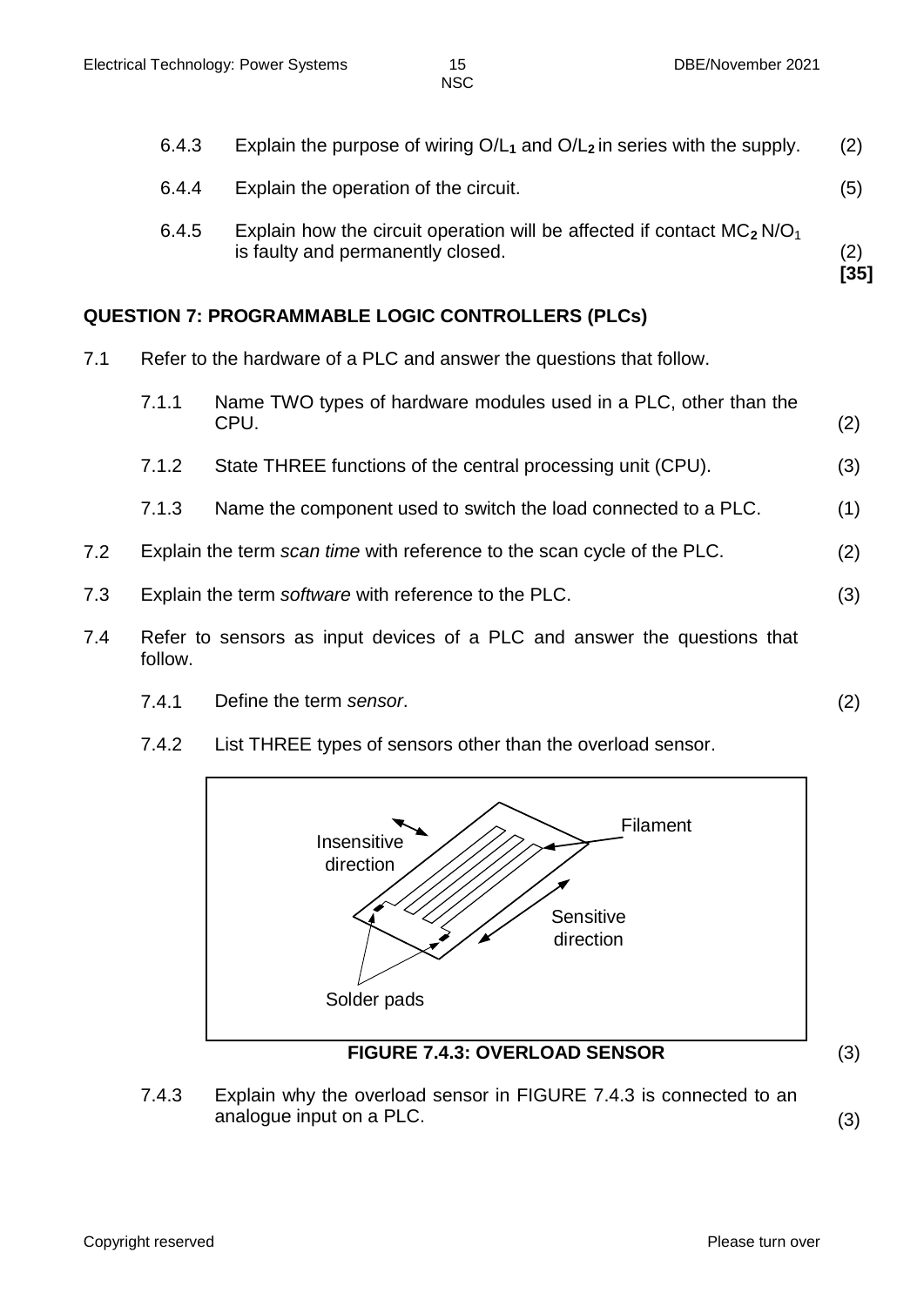6.4.3 Explain the purpose of wiring $O/L_1$ and $O/L_2$ in series with the supply. (2)

6.4.4 Explain the operation of the circuit. (5)

6.4.5 Explain how the circuit operation will be affected if contact $MC_2$ $N/O_1$ is faulty and permanently closed. (2)
**[35]**

## QUESTION 7: PROGRAMMABLE LOGIC CONTROLLERS (PLCs)

7.1 Refer to the hardware of a PLC and answer the questions that follow.

7.1.1 Name TWO types of hardware modules used in a PLC, other than the CPU. (2)

7.1.2 State THREE functions of the central processing unit (CPU). (3)

7.1.3 Name the component used to switch the load connected to a PLC. (1)

7.2 Explain the term *scan time* with reference to the scan cycle of the PLC. (2)

7.3 Explain the term *software* with reference to the PLC. (3)

7.4 Refer to sensors as input devices of a PLC and answer the questions that follow.

7.4.1 Define the term *sensor*. (2)

7.4.2 List THREE types of sensors other than the overload sensor. (3)

Insensitive direction

Filament

Sensitive direction

Solder pads

**FIGURE 7.4.3: OVERLOAD SENSOR**

7.4.3 Explain why the overload sensor in FIGURE 7.4.3 is connected to an analogue input on a PLC. (3)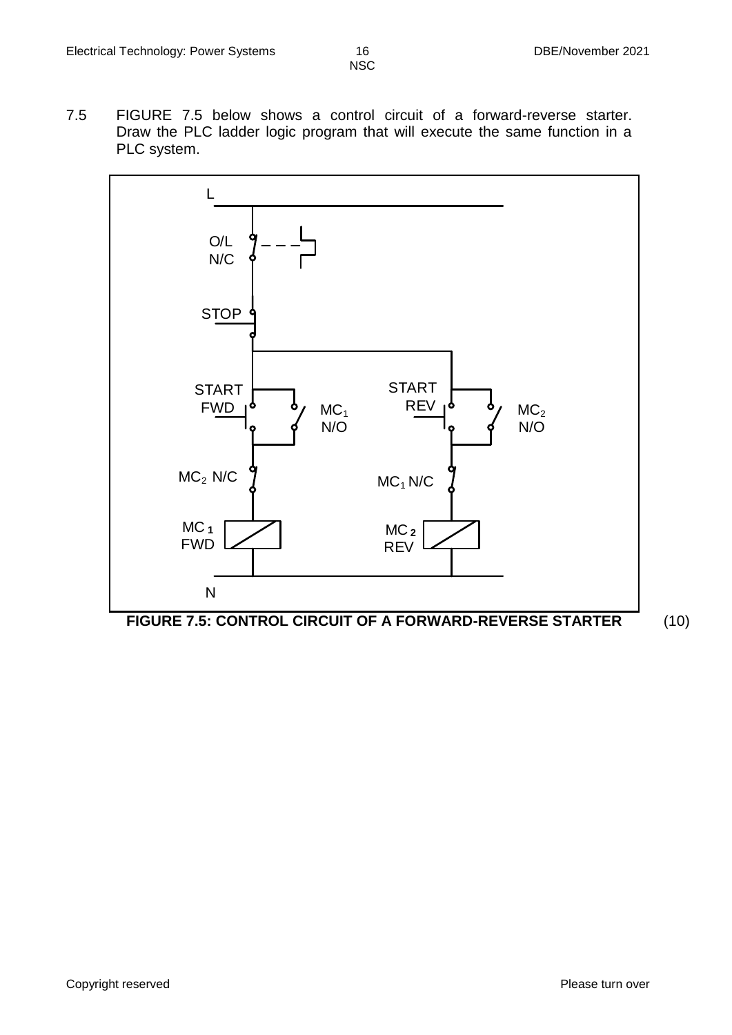7.5 FIGURE 7.5 below shows a control circuit of a forward-reverse starter. Draw the PLC ladder logic program that will execute the same function in a PLC system.

L

O/L N/C

STOP

START FWD

$MC_1$ N/O

START REV

$MC_2$ N/O

$MC_2$ N/C

$MC_1$ N/C

$MC_1$ FWD

$MC_2$ REV

N

**FIGURE 7.5: CONTROL CIRCUIT OF A FORWARD-REVERSE STARTER** (10)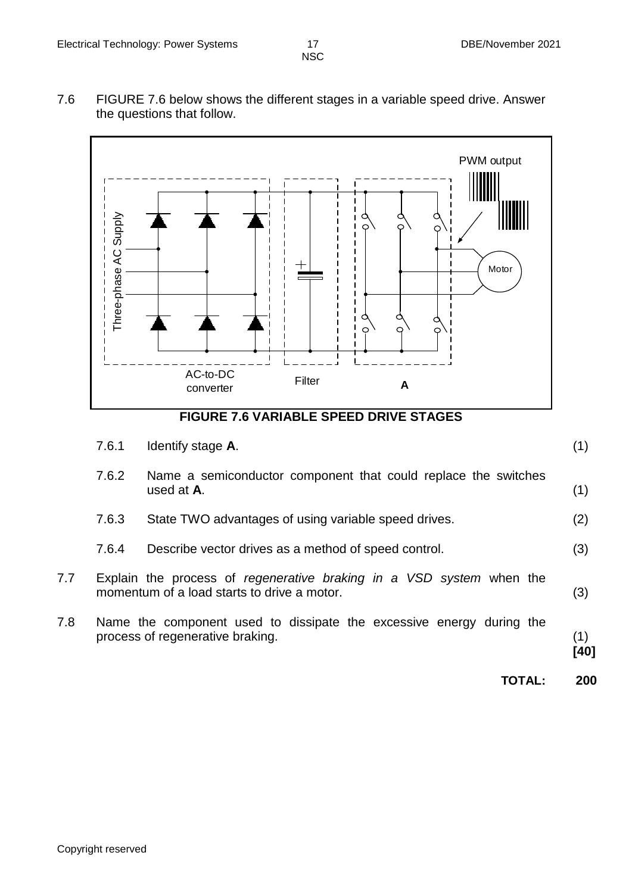7.6 FIGURE 7.6 below shows the different stages in a variable speed drive. Answer the questions that follow.

**FIGURE 7.6 VARIABLE SPEED DRIVE STAGES**

7.6.1 Identify stage **A**. (1)

7.6.2 Name a semiconductor component that could replace the switches used at **A**. (1)

7.6.3 State TWO advantages of using variable speed drives. (2)

7.6.4 Describe vector drives as a method of speed control. (3)

7.7 Explain the process of *regenerative braking in a VSD system* when the momentum of a load starts to drive a motor. (3)

7.8 Name the component used to dissipate the excessive energy during the process of regenerative braking. (1)
**[40]**

**TOTAL: 200**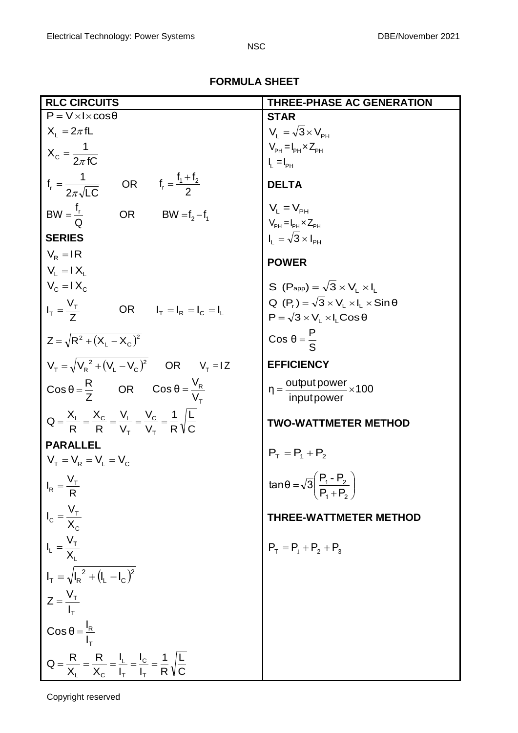## FORMULA SHEET

| RLC CIRCUITS | THREE-PHASE AC GENERATION |
|---|---|
| $P = V \times I \times \cos\theta$ | **STAR** |
| $X_L = 2\pi fL$ | $V_L = \sqrt{3} \times V_{PH}$ |
| $X_C = \dfrac{1}{2\pi fC}$ | $V_{PH} = I_{PH} \times Z_{PH}$ |
| $f_r = \dfrac{1}{2\pi\sqrt{LC}}$ OR $f_r = \dfrac{f_1 + f_2}{2}$ | $I_L = I_{PH}$ |
| $BW = \dfrac{f_r}{Q}$ OR $BW = f_2 - f_1$ | **DELTA** |
| **SERIES** | $V_L = V_{PH}$ |
| $V_R = IR$ | $V_{PH} = I_{PH} \times Z_{PH}$ |
| $V_L = IX_L$ | $I_L = \sqrt{3} \times I_{PH}$ |
| $V_C = IX_C$ | **POWER** |
| $I_T = \dfrac{V_T}{Z}$ OR $I_T = I_R = I_C = I_L$ | $S\ (P_{app}) = \sqrt{3} \times V_L \times I_L$ |
| $Z = \sqrt{R^2 + (X_L - X_C)^2}$ | $Q\ (P_r) = \sqrt{3} \times V_L \times I_L \times \sin\theta$ |
| $V_T = \sqrt{V_R{}^2 + (V_L - V_C)^2}$ OR $V_T = IZ$ | $P = \sqrt{3} \times V_L \times I_L \cos\theta$ |
| $\cos\theta = \dfrac{R}{Z}$ OR $\cos\theta = \dfrac{V_R}{V_T}$ | $\cos\theta = \dfrac{P}{S}$ |
| $Q = \dfrac{X_L}{R} = \dfrac{X_C}{R} = \dfrac{V_L}{V_T} = \dfrac{V_C}{V_T} = \dfrac{1}{R}\sqrt{\dfrac{L}{C}}$ | **EFFICIENCY** |
| **PARALLEL** | $\eta = \dfrac{\text{output power}}{\text{input power}} \times 100$ |
| $V_T = V_R = V_L = V_C$ | **TWO-WATTMETER METHOD** |
| $I_R = \dfrac{V_T}{R}$ | $P_T = P_1 + P_2$ |
| $I_C = \dfrac{V_T}{X_C}$ | $\tan\theta = \sqrt{3}\left(\dfrac{P_1 - P_2}{P_1 + P_2}\right)$ |
| $I_L = \dfrac{V_T}{X_L}$ | **THREE-WATTMETER METHOD** |
| $I_T = \sqrt{I_R{}^2 + (I_L - I_C)^2}$ | $P_T = P_1 + P_2 + P_3$ |
| $Z = \dfrac{V_T}{I_T}$ | |
| $\cos\theta = \dfrac{I_R}{I_T}$ | |
| $Q = \dfrac{R}{X_L} = \dfrac{R}{X_C} = \dfrac{I_L}{I_T} = \dfrac{I_C}{I_T} = \dfrac{1}{R}\sqrt{\dfrac{L}{C}}$ | |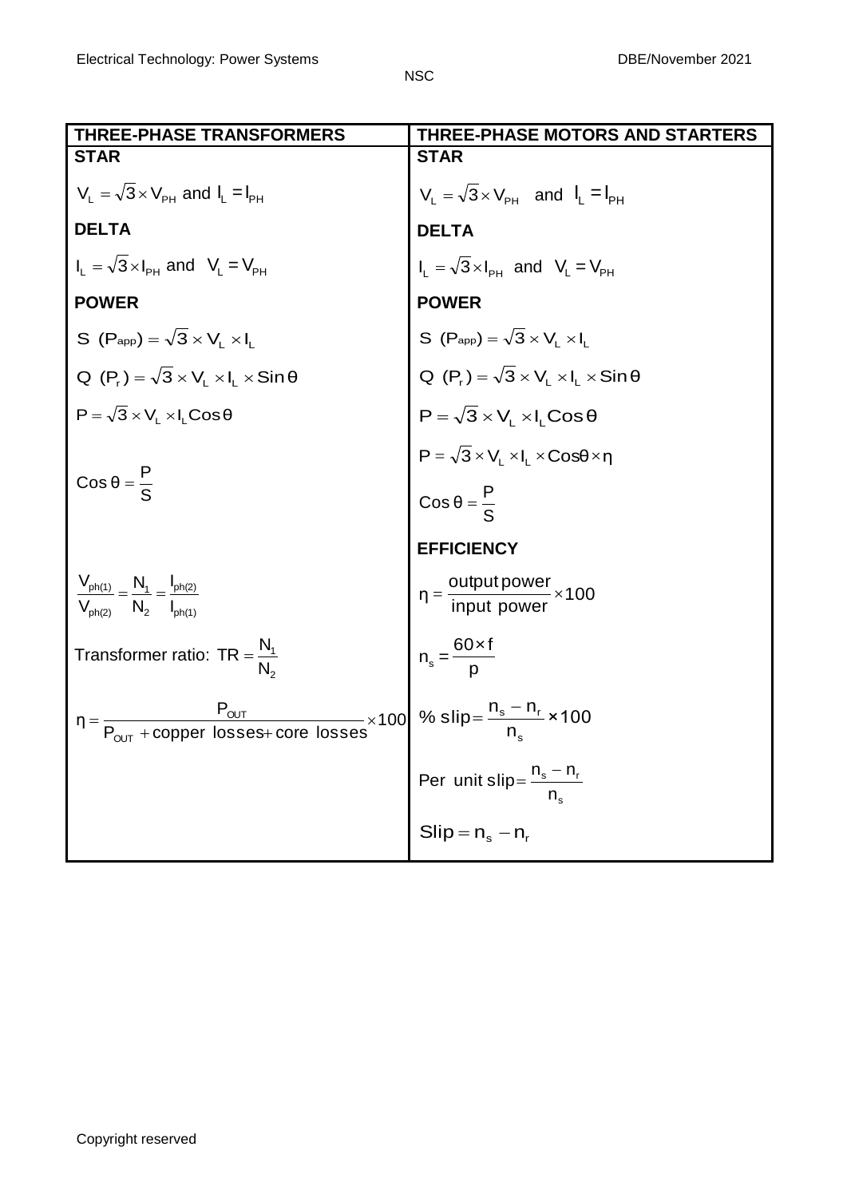| THREE-PHASE TRANSFORMERS | THREE-PHASE MOTORS AND STARTERS |
|---|---|
| **STAR** | **STAR** |
| $V_L = \sqrt{3} \times V_{PH}$ and $I_L = I_{PH}$ | $V_L = \sqrt{3} \times V_{PH}$ and $I_L = I_{PH}$ |
| **DELTA** | **DELTA** |
| $I_L = \sqrt{3} \times I_{PH}$ and $V_L = V_{PH}$ | $I_L = \sqrt{3} \times I_{PH}$ and $V_L = V_{PH}$ |
| **POWER** | **POWER** |
| $S\ (P_{app}) = \sqrt{3} \times V_L \times I_L$ | $S\ (P_{app}) = \sqrt{3} \times V_L \times I_L$ |
| $Q\ (P_r) = \sqrt{3} \times V_L \times I_L \times \text{Sin}\,\theta$ | $Q\ (P_r) = \sqrt{3} \times V_L \times I_L \times \text{Sin}\,\theta$ |
| $P = \sqrt{3} \times V_L \times I_L \text{Cos}\,\theta$ | $P = \sqrt{3} \times V_L \times I_L \text{Cos}\,\theta$ |
| $\text{Cos}\,\theta = \dfrac{P}{S}$ | $P = \sqrt{3} \times V_L \times I_L \times \text{Cos}\theta \times \eta$ |
| | $\text{Cos}\,\theta = \dfrac{P}{S}$ |
| | **EFFICIENCY** |
| $\dfrac{V_{ph(1)}}{V_{ph(2)}} = \dfrac{N_1}{N_2} = \dfrac{I_{ph(2)}}{I_{ph(1)}}$ | $\eta = \dfrac{\text{output power}}{\text{input power}} \times 100$ |
| Transformer ratio: $TR = \dfrac{N_1}{N_2}$ | $n_s = \dfrac{60 \times f}{p}$ |
| $\eta = \dfrac{P_{OUT}}{P_{OUT} + \text{copper losses} + \text{core losses}} \times 100$ | $\%\ \text{slip} = \dfrac{n_s - n_r}{n_s} \times 100$ |
| | Per unit slip $= \dfrac{n_s - n_r}{n_s}$ |
| | $\text{Slip} = n_s - n_r$ |